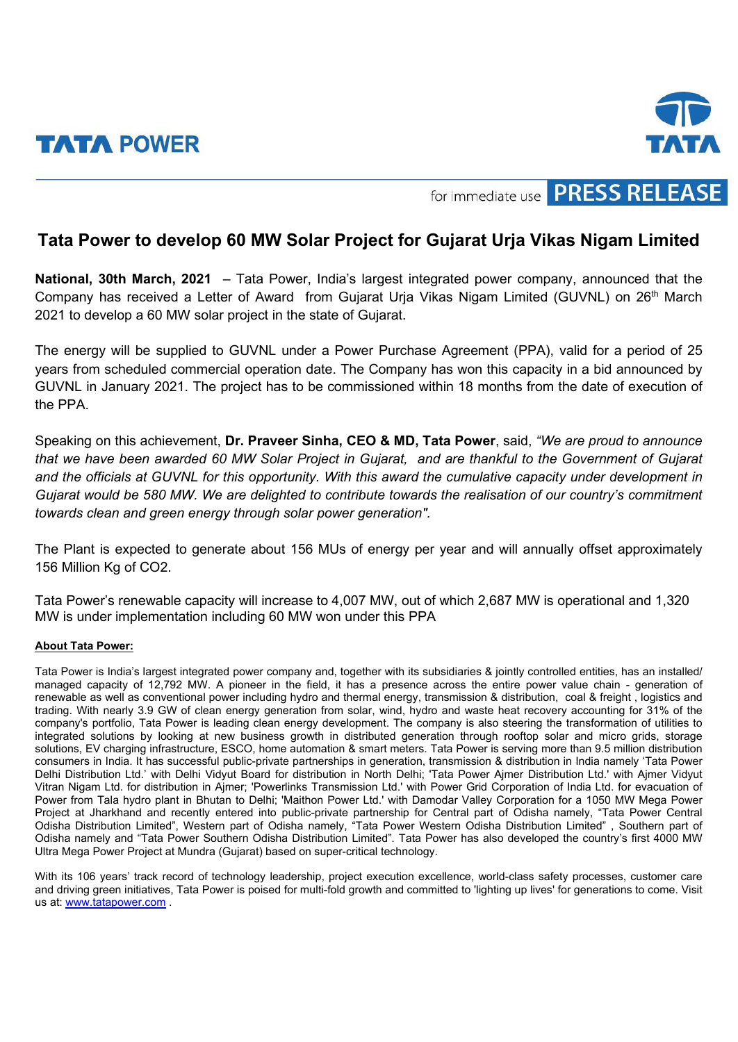**TATA POWER**

for immediate use **PRESS RELEASE**

# Tata Power to develop 60 MW Solar Project for Gujarat Urja Vikas Nigam Limited

**National, 30th March, 2021** – Tata Power, India's largest integrated power company, announced that the Company has received a Letter of Award from Gujarat Urja Vikas Nigam Limited (GUVNL) on 26th March 2021 to develop a 60 MW solar project in the state of Gujarat.

The energy will be supplied to GUVNL under a Power Purchase Agreement (PPA), valid for a period of 25 years from scheduled commercial operation date. The Company has won this capacity in a bid announced by GUVNL in January 2021. The project has to be commissioned within 18 months from the date of execution of the PPA.

Speaking on this achievement, **Dr. Praveer Sinha, CEO & MD, Tata Power**, said, *"We are proud to announce that we have been awarded 60 MW Solar Project in Gujarat, and are thankful to the Government of Gujarat and the officials at GUVNL for this opportunity. With this award the cumulative capacity under development in Gujarat would be 580 MW. We are delighted to contribute towards the realisation of our country's commitment towards clean and green energy through solar power generation".*

The Plant is expected to generate about 156 MUs of energy per year and will annually offset approximately 156 Million Kg of $CO_2$.

Tata Power's renewable capacity will increase to 4,007 MW, out of which 2,687 MW is operational and 1,320 MW is under implementation including 60 MW won under this PPA

**About Tata Power:**

Tata Power is India's largest integrated power company and, together with its subsidiaries & jointly controlled entities, has an installed/ managed capacity of 12,792 MW. A pioneer in the field, it has a presence across the entire power value chain - generation of renewable as well as conventional power including hydro and thermal energy, transmission & distribution, coal & freight , logistics and trading. With nearly 3.9 GW of clean energy generation from solar, wind, hydro and waste heat recovery accounting for 31% of the company's portfolio, Tata Power is leading clean energy development. The company is also steering the transformation of utilities to integrated solutions by looking at new business growth in distributed generation through rooftop solar and micro grids, storage solutions, EV charging infrastructure, ESCO, home automation & smart meters. Tata Power is serving more than 9.5 million distribution consumers in India. It has successful public-private partnerships in generation, transmission & distribution in India namely 'Tata Power Delhi Distribution Ltd.' with Delhi Vidyut Board for distribution in North Delhi; 'Tata Power Ajmer Distribution Ltd.' with Ajmer Vidyut Vitran Nigam Ltd. for distribution in Ajmer; 'Powerlinks Transmission Ltd.' with Power Grid Corporation of India Ltd. for evacuation of Power from Tala hydro plant in Bhutan to Delhi; 'Maithon Power Ltd.' with Damodar Valley Corporation for a 1050 MW Mega Power Project at Jharkhand and recently entered into public-private partnership for Central part of Odisha namely, "Tata Power Central Odisha Distribution Limited", Western part of Odisha namely, "Tata Power Western Odisha Distribution Limited" , Southern part of Odisha namely and "Tata Power Southern Odisha Distribution Limited". Tata Power has also developed the country's first 4000 MW Ultra Mega Power Project at Mundra (Gujarat) based on super-critical technology.

With its 106 years' track record of technology leadership, project execution excellence, world-class safety processes, customer care and driving green initiatives, Tata Power is poised for multi-fold growth and committed to 'lighting up lives' for generations to come. Visit us at: www.tatapower.com .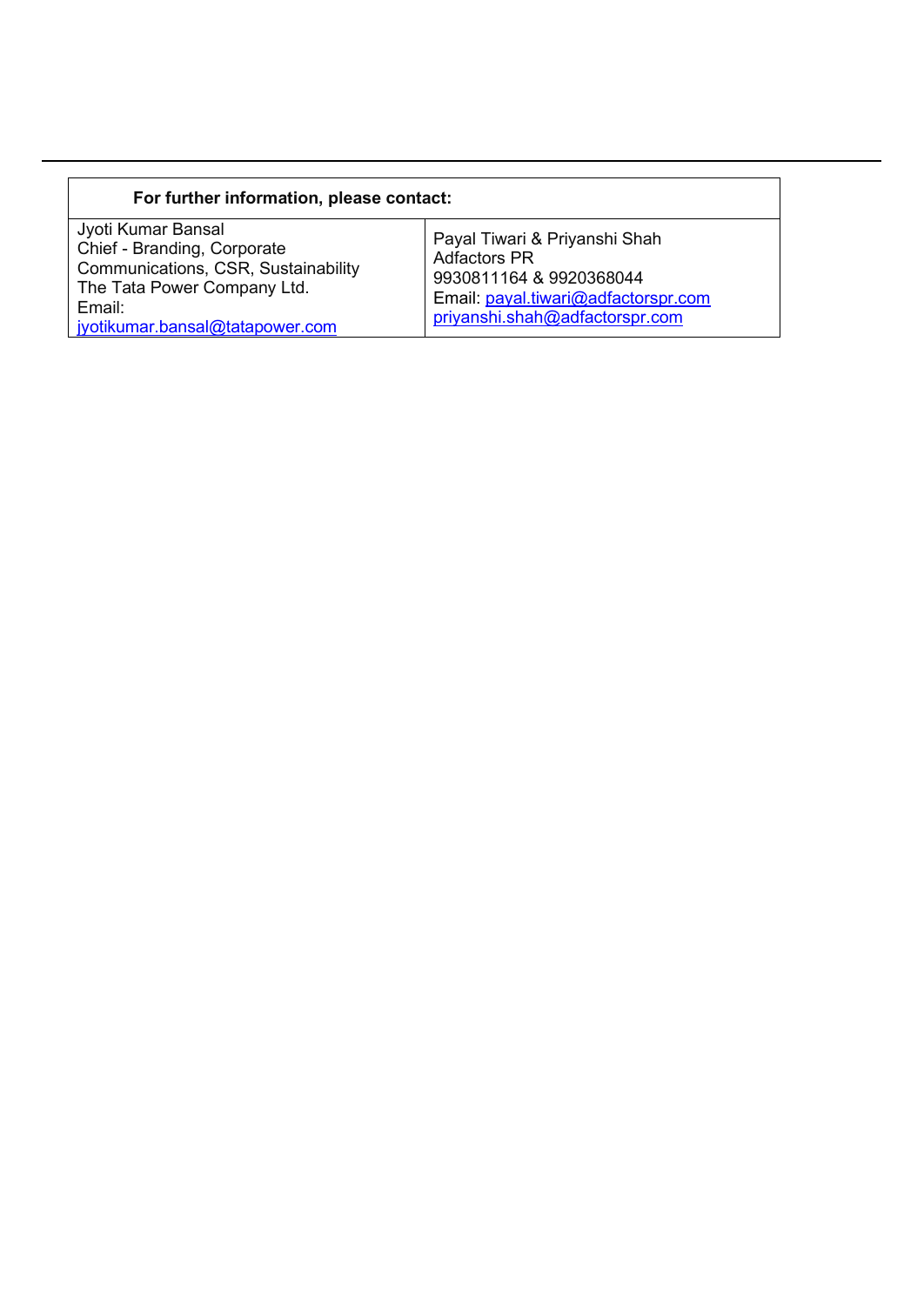---

| For further information, please contact: | |
|---|---|
| Jyoti Kumar Bansal<br>Chief - Branding, Corporate Communications, CSR, Sustainability<br>The Tata Power Company Ltd.<br>Email:<br>jyotikumar.bansal@tatapower.com | Payal Tiwari & Priyanshi Shah<br>Adfactors PR<br>9930811164 & 9920368044<br>Email: payal.tiwari@adfactorspr.com<br>priyanshi.shah@adfactorspr.com |